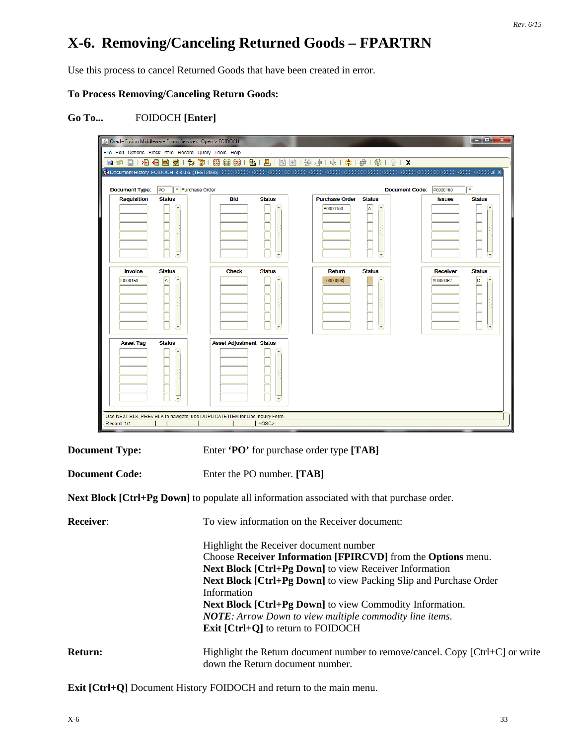// X-6. Removing/Canceling Returned Goods – FPARTRN

# X-6. Removing/Canceling Returned Goods – FPARTRN

Use this process to cancel Returned Goods that have been created in error.

**To Process Removing/Canceling Return Goods:**

**Go To...** FOIDOCH **[Enter]**

**Document Type:** Enter **'PO'** for purchase order type **[TAB]**

**Document Code:** Enter the PO number. **[TAB]**

**Next Block [Ctrl+Pg Down]** to populate all information associated with that purchase order.

**Receiver**: To view information on the Receiver document:

Highlight the Receiver document number
Choose **Receiver Information [FPIRCVD]** from the **Options** menu.
**Next Block [Ctrl+Pg Down]** to view Receiver Information
**Next Block [Ctrl+Pg Down]** to view Packing Slip and Purchase Order Information
**Next Block [Ctrl+Pg Down]** to view Commodity Information.
***NOTE****: Arrow Down to view multiple commodity line items.*
**Exit [Ctrl+Q]** to return to FOIDOCH

**Return:** Highlight the Return document number to remove/cancel. Copy [Ctrl+C] or write down the Return document number.

**Exit [Ctrl+Q]** Document History FOIDOCH and return to the main menu.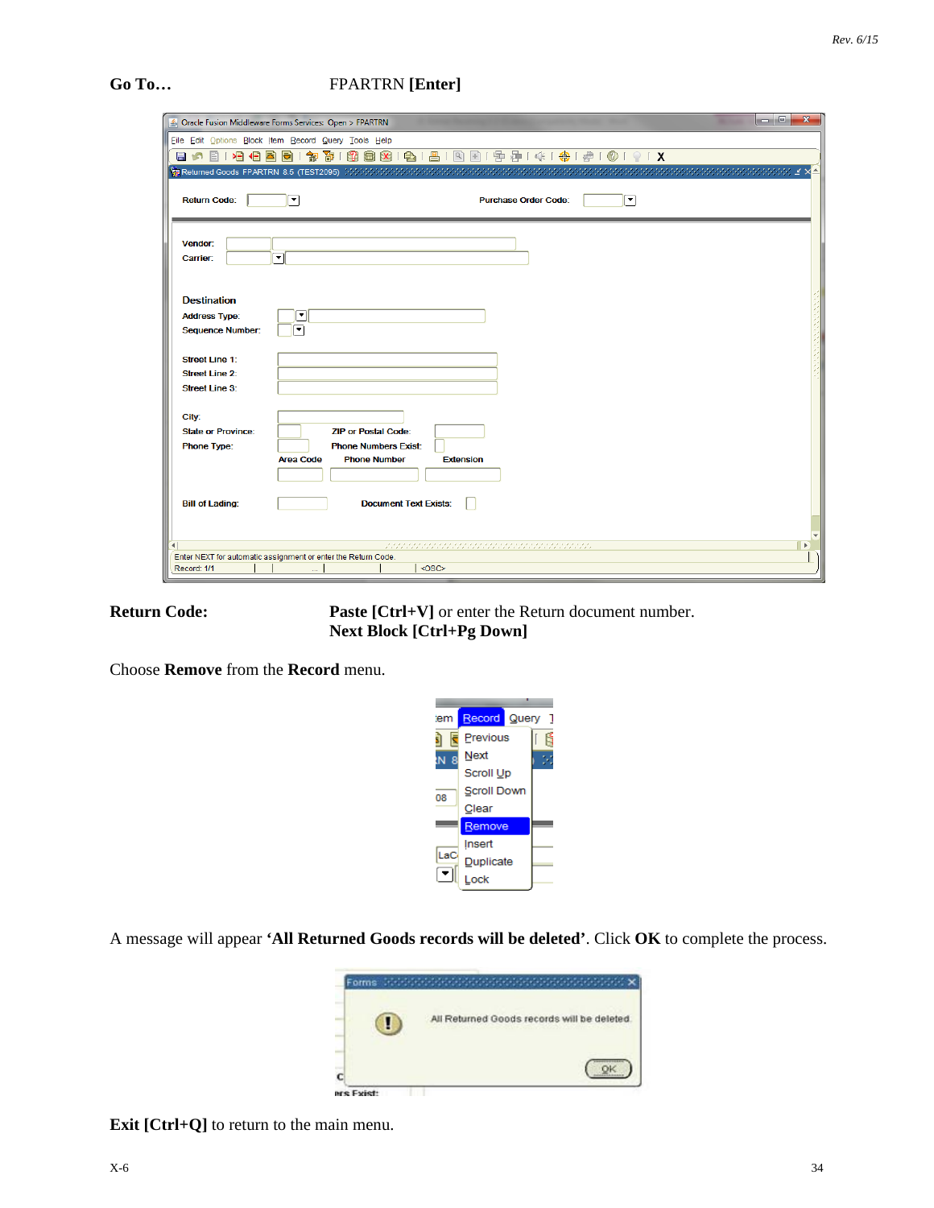**Go To…** FPARTRN **[Enter]**

**Return Code:** **Paste [Ctrl+V]** or enter the Return document number.
**Next Block [Ctrl+Pg Down]**

Choose **Remove** from the **Record** menu.

A message will appear **'All Returned Goods records will be deleted'**. Click **OK** to complete the process.

**Exit [Ctrl+Q]** to return to the main menu.